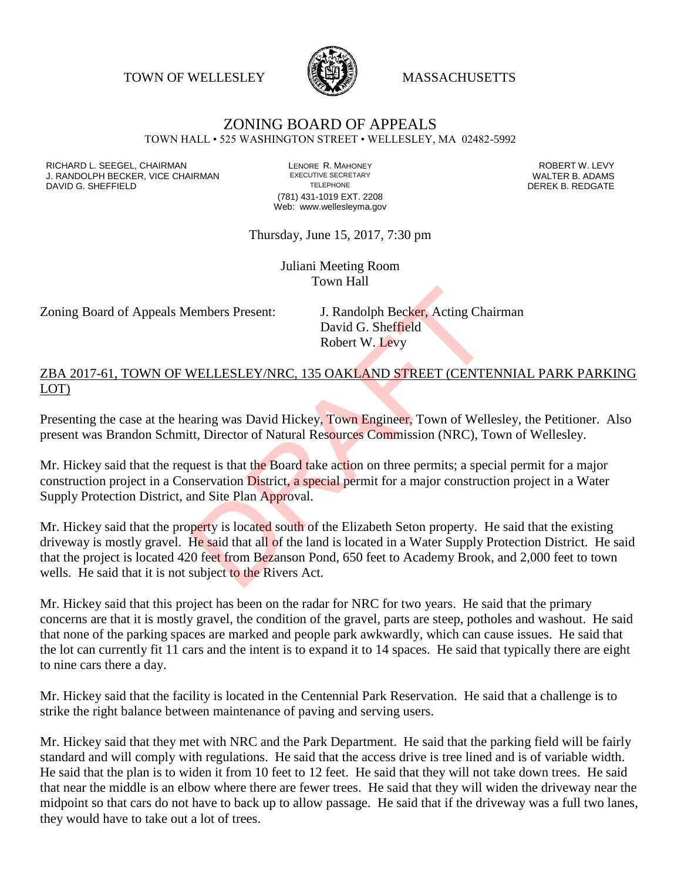TOWN OF WELLESLEY MASSACHUSETTS

# ZONING BOARD OF APPEALS

TOWN HALL • 525 WASHINGTON STREET • WELLESLEY, MA 02482-5992

RICHARD L. SEEGEL, CHAIRMAN
J. RANDOLPH BECKER, VICE CHAIRMAN
DAVID G. SHEFFIELD

LENORE R. MAHONEY
EXECUTIVE SECRETARY
TELEPHONE
(781) 431-1019 EXT. 2208
Web: www.wellesleyma.gov

ROBERT W. LEVY
WALTER B. ADAMS
DEREK B. REDGATE

Thursday, June 15, 2017, 7:30 pm

Juliani Meeting Room
Town Hall

Zoning Board of Appeals Members Present: J. Randolph Becker, Acting Chairman
David G. Sheffield
Robert W. Levy

## ZBA 2017-61, TOWN OF WELLESLEY/NRC, 135 OAKLAND STREET (CENTENNIAL PARK PARKING LOT)

Presenting the case at the hearing was David Hickey, Town Engineer, Town of Wellesley, the Petitioner. Also present was Brandon Schmitt, Director of Natural Resources Commission (NRC), Town of Wellesley.

Mr. Hickey said that the request is that the Board take action on three permits; a special permit for a major construction project in a Conservation District, a special permit for a major construction project in a Water Supply Protection District, and Site Plan Approval.

Mr. Hickey said that the property is located south of the Elizabeth Seton property. He said that the existing driveway is mostly gravel. He said that all of the land is located in a Water Supply Protection District. He said that the project is located 420 feet from Bezanson Pond, 650 feet to Academy Brook, and 2,000 feet to town wells. He said that it is not subject to the Rivers Act.

Mr. Hickey said that this project has been on the radar for NRC for two years. He said that the primary concerns are that it is mostly gravel, the condition of the gravel, parts are steep, potholes and washout. He said that none of the parking spaces are marked and people park awkwardly, which can cause issues. He said that the lot can currently fit 11 cars and the intent is to expand it to 14 spaces. He said that typically there are eight to nine cars there a day.

Mr. Hickey said that the facility is located in the Centennial Park Reservation. He said that a challenge is to strike the right balance between maintenance of paving and serving users.

Mr. Hickey said that they met with NRC and the Park Department. He said that the parking field will be fairly standard and will comply with regulations. He said that the access drive is tree lined and is of variable width. He said that the plan is to widen it from 10 feet to 12 feet. He said that they will not take down trees. He said that near the middle is an elbow where there are fewer trees. He said that they will widen the driveway near the midpoint so that cars do not have to back up to allow passage. He said that if the driveway was a full two lanes, they would have to take out a lot of trees.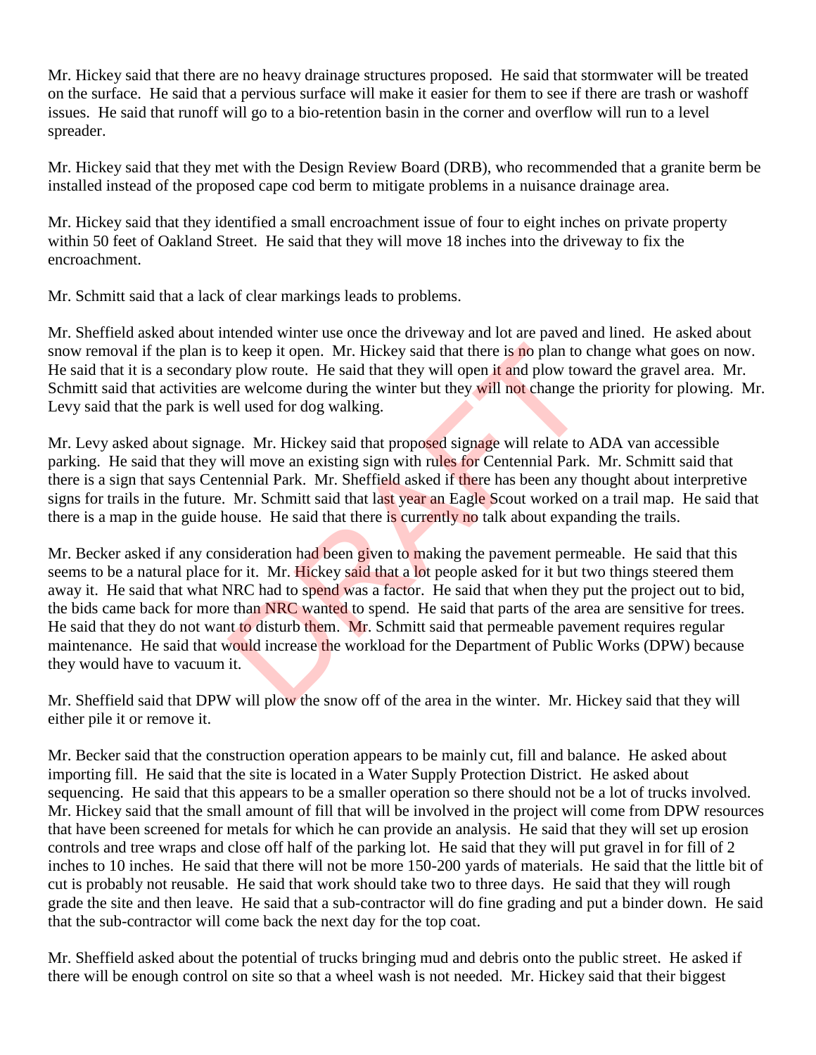Mr. Hickey said that there are no heavy drainage structures proposed. He said that stormwater will be treated on the surface. He said that a pervious surface will make it easier for them to see if there are trash or washoff issues. He said that runoff will go to a bio-retention basin in the corner and overflow will run to a level spreader.

Mr. Hickey said that they met with the Design Review Board (DRB), who recommended that a granite berm be installed instead of the proposed cape cod berm to mitigate problems in a nuisance drainage area.

Mr. Hickey said that they identified a small encroachment issue of four to eight inches on private property within 50 feet of Oakland Street. He said that they will move 18 inches into the driveway to fix the encroachment.

Mr. Schmitt said that a lack of clear markings leads to problems.

Mr. Sheffield asked about intended winter use once the driveway and lot are paved and lined. He asked about snow removal if the plan is to keep it open. Mr. Hickey said that there is no plan to change what goes on now. He said that it is a secondary plow route. He said that they will open it and plow toward the gravel area. Mr. Schmitt said that activities are welcome during the winter but they will not change the priority for plowing. Mr. Levy said that the park is well used for dog walking.

Mr. Levy asked about signage. Mr. Hickey said that proposed signage will relate to ADA van accessible parking. He said that they will move an existing sign with rules for Centennial Park. Mr. Schmitt said that there is a sign that says Centennial Park. Mr. Sheffield asked if there has been any thought about interpretive signs for trails in the future. Mr. Schmitt said that last year an Eagle Scout worked on a trail map. He said that there is a map in the guide house. He said that there is currently no talk about expanding the trails.

Mr. Becker asked if any consideration had been given to making the pavement permeable. He said that this seems to be a natural place for it. Mr. Hickey said that a lot people asked for it but two things steered them away it. He said that what NRC had to spend was a factor. He said that when they put the project out to bid, the bids came back for more than NRC wanted to spend. He said that parts of the area are sensitive for trees. He said that they do not want to disturb them. Mr. Schmitt said that permeable pavement requires regular maintenance. He said that would increase the workload for the Department of Public Works (DPW) because they would have to vacuum it.

Mr. Sheffield said that DPW will plow the snow off of the area in the winter. Mr. Hickey said that they will either pile it or remove it.

Mr. Becker said that the construction operation appears to be mainly cut, fill and balance. He asked about importing fill. He said that the site is located in a Water Supply Protection District. He asked about sequencing. He said that this appears to be a smaller operation so there should not be a lot of trucks involved. Mr. Hickey said that the small amount of fill that will be involved in the project will come from DPW resources that have been screened for metals for which he can provide an analysis. He said that they will set up erosion controls and tree wraps and close off half of the parking lot. He said that they will put gravel in for fill of 2 inches to 10 inches. He said that there will not be more 150-200 yards of materials. He said that the little bit of cut is probably not reusable. He said that work should take two to three days. He said that they will rough grade the site and then leave. He said that a sub-contractor will do fine grading and put a binder down. He said that the sub-contractor will come back the next day for the top coat.

Mr. Sheffield asked about the potential of trucks bringing mud and debris onto the public street. He asked if there will be enough control on site so that a wheel wash is not needed. Mr. Hickey said that their biggest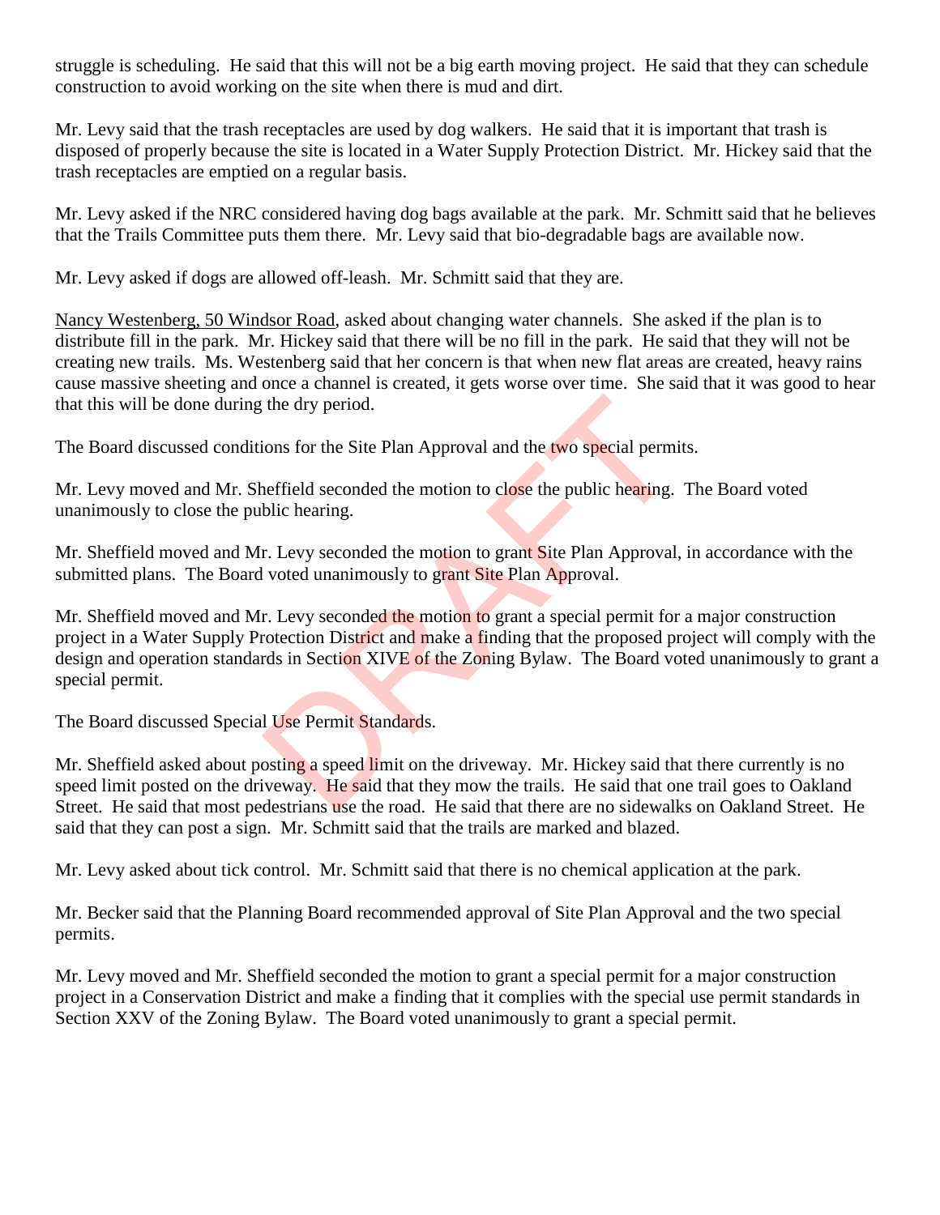struggle is scheduling. He said that this will not be a big earth moving project. He said that they can schedule construction to avoid working on the site when there is mud and dirt.

Mr. Levy said that the trash receptacles are used by dog walkers. He said that it is important that trash is disposed of properly because the site is located in a Water Supply Protection District. Mr. Hickey said that the trash receptacles are emptied on a regular basis.

Mr. Levy asked if the NRC considered having dog bags available at the park. Mr. Schmitt said that he believes that the Trails Committee puts them there. Mr. Levy said that bio-degradable bags are available now.

Mr. Levy asked if dogs are allowed off-leash. Mr. Schmitt said that they are.

Nancy Westenberg, 50 Windsor Road, asked about changing water channels. She asked if the plan is to distribute fill in the park. Mr. Hickey said that there will be no fill in the park. He said that they will not be creating new trails. Ms. Westenberg said that her concern is that when new flat areas are created, heavy rains cause massive sheeting and once a channel is created, it gets worse over time. She said that it was good to hear that this will be done during the dry period.

The Board discussed conditions for the Site Plan Approval and the two special permits.

Mr. Levy moved and Mr. Sheffield seconded the motion to close the public hearing. The Board voted unanimously to close the public hearing.

Mr. Sheffield moved and Mr. Levy seconded the motion to grant Site Plan Approval, in accordance with the submitted plans. The Board voted unanimously to grant Site Plan Approval.

Mr. Sheffield moved and Mr. Levy seconded the motion to grant a special permit for a major construction project in a Water Supply Protection District and make a finding that the proposed project will comply with the design and operation standards in Section XIVE of the Zoning Bylaw. The Board voted unanimously to grant a special permit.

The Board discussed Special Use Permit Standards.

Mr. Sheffield asked about posting a speed limit on the driveway. Mr. Hickey said that there currently is no speed limit posted on the driveway. He said that they mow the trails. He said that one trail goes to Oakland Street. He said that most pedestrians use the road. He said that there are no sidewalks on Oakland Street. He said that they can post a sign. Mr. Schmitt said that the trails are marked and blazed.

Mr. Levy asked about tick control. Mr. Schmitt said that there is no chemical application at the park.

Mr. Becker said that the Planning Board recommended approval of Site Plan Approval and the two special permits.

Mr. Levy moved and Mr. Sheffield seconded the motion to grant a special permit for a major construction project in a Conservation District and make a finding that it complies with the special use permit standards in Section XXV of the Zoning Bylaw. The Board voted unanimously to grant a special permit.